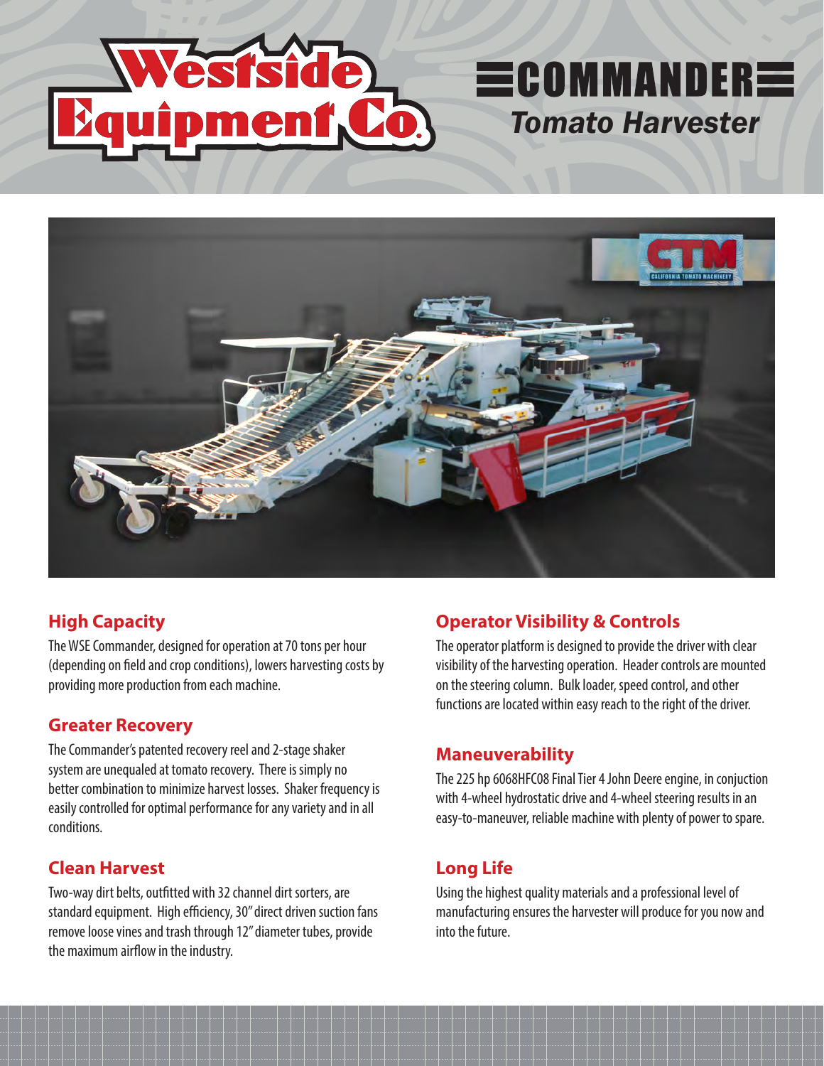# Westside Equipment Co.

# COMMANDER

## *Tomato Harvester*

### High Capacity

The WSE Commander, designed for operation at 70 tons per hour (depending on field and crop conditions), lowers harvesting costs by providing more production from each machine.

### Greater Recovery

The Commander's patented recovery reel and 2-stage shaker system are unequaled at tomato recovery. There is simply no better combination to minimize harvest losses. Shaker frequency is easily controlled for optimal performance for any variety and in all conditions.

### Clean Harvest

Two-way dirt belts, outfitted with 32 channel dirt sorters, are standard equipment. High efficiency, 30" direct driven suction fans remove loose vines and trash through 12" diameter tubes, provide the maximum airflow in the industry.

### Operator Visibility & Controls

The operator platform is designed to provide the driver with clear visibility of the harvesting operation. Header controls are mounted on the steering column. Bulk loader, speed control, and other functions are located within easy reach to the right of the driver.

### Maneuverability

The 225 hp 6068HFC08 Final Tier 4 John Deere engine, in conjuction with 4-wheel hydrostatic drive and 4-wheel steering results in an easy-to-maneuver, reliable machine with plenty of power to spare.

### Long Life

Using the highest quality materials and a professional level of manufacturing ensures the harvester will produce for you now and into the future.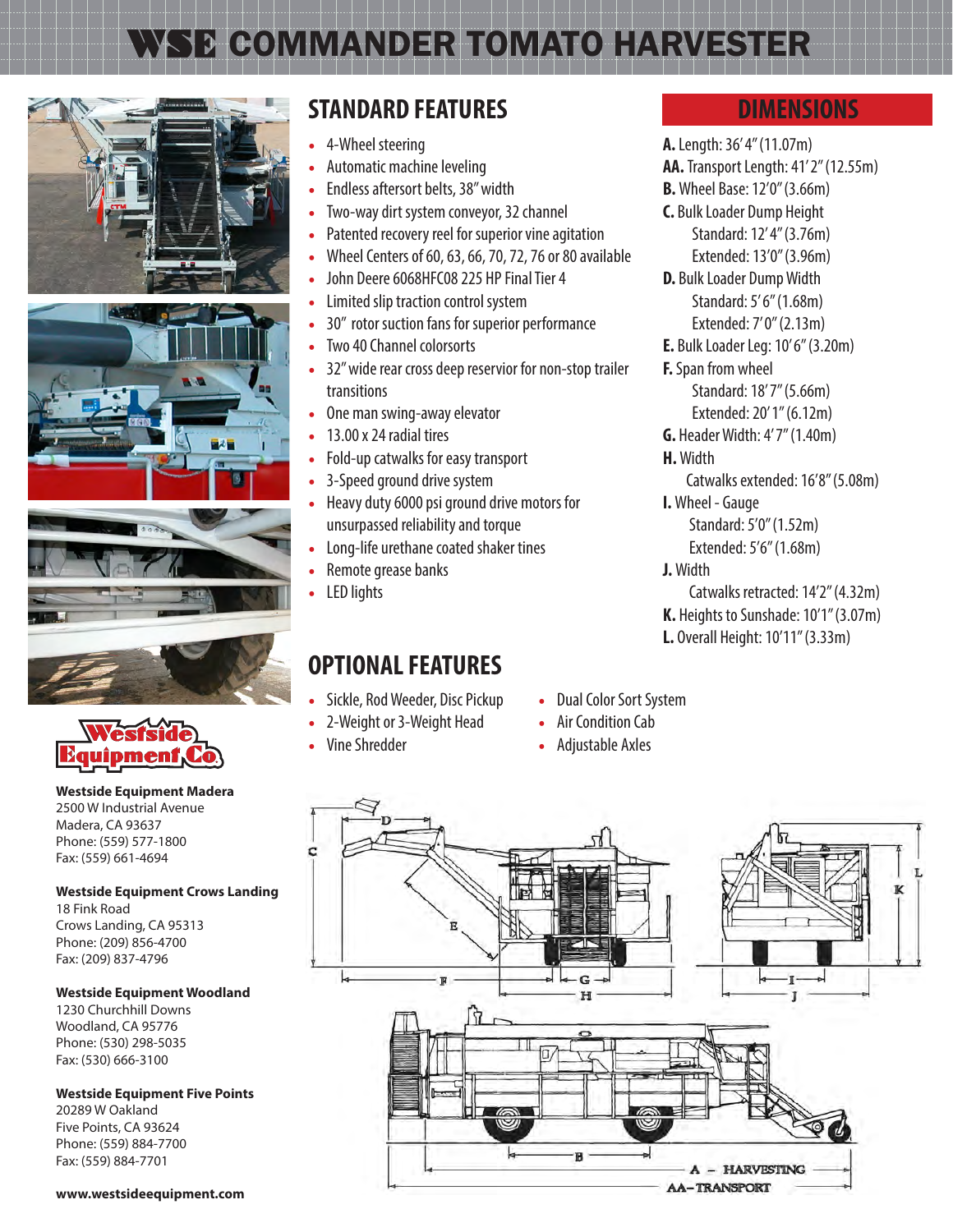# WSE COMMANDER TOMATO HARVESTER

## STANDARD FEATURES

- 4-Wheel steering
- Automatic machine leveling
- Endless aftersort belts, 38" width
- Two-way dirt system conveyor, 32 channel
- Patented recovery reel for superior vine agitation
- Wheel Centers of 60, 63, 66, 70, 72, 76 or 80 available
- John Deere 6068HFC08 225 HP Final Tier 4
- Limited slip traction control system
- 30" rotor suction fans for superior performance
- Two 40 Channel colorsorts
- 32" wide rear cross deep reservior for non-stop trailer transitions
- One man swing-away elevator
- 13.00 x 24 radial tires
- Fold-up catwalks for easy transport
- 3-Speed ground drive system
- Heavy duty 6000 psi ground drive motors for unsurpassed reliability and torque
- Long-life urethane coated shaker tines
- Remote grease banks
- LED lights

## DIMENSIONS

**A.** Length: 36' 4" (11.07m)
**AA.** Transport Length: 41' 2" (12.55m)
**B.** Wheel Base: 12'0" (3.66m)
**C.** Bulk Loader Dump Height
Standard: 12' 4" (3.76m)
Extended: 13'0" (3.96m)
**D.** Bulk Loader Dump Width
Standard: 5' 6" (1.68m)
Extended: 7' 0" (2.13m)
**E.** Bulk Loader Leg: 10' 6" (3.20m)
**F.** Span from wheel
Standard: 18' 7" (5.66m)
Extended: 20' 1" (6.12m)
**G.** Header Width: 4' 7" (1.40m)
**H.** Width
Catwalks extended: 16'8" (5.08m)
**I.** Wheel - Gauge
Standard: 5'0" (1.52m)
Extended: 5'6" (1.68m)
**J.** Width
Catwalks retracted: 14'2" (4.32m)
**K.** Heights to Sunshade: 10'1" (3.07m)
**L.** Overall Height: 10'11" (3.33m)

## OPTIONAL FEATURES

- Sickle, Rod Weeder, Disc Pickup
- 2-Weight or 3-Weight Head
- Vine Shredder
- Dual Color Sort System
- Air Condition Cab
- Adjustable Axles

D
C
E
F
G
H
I
J
K
L
B
A – HARVESTING
AA – TRANSPORT

Westside Equipment Co.

**Westside Equipment Madera**
2500 W Industrial Avenue
Madera, CA 93637
Phone: (559) 577-1800
Fax: (559) 661-4694

**Westside Equipment Crows Landing**
18 Fink Road
Crows Landing, CA 95313
Phone: (209) 856-4700
Fax: (209) 837-4796

**Westside Equipment Woodland**
1230 Churchhill Downs
Woodland, CA 95776
Phone: (530) 298-5035
Fax: (530) 666-3100

**Westside Equipment Five Points**
20289 W Oakland
Five Points, CA 93624
Phone: (559) 884-7700
Fax: (559) 884-7701

**www.westsideequipment.com**